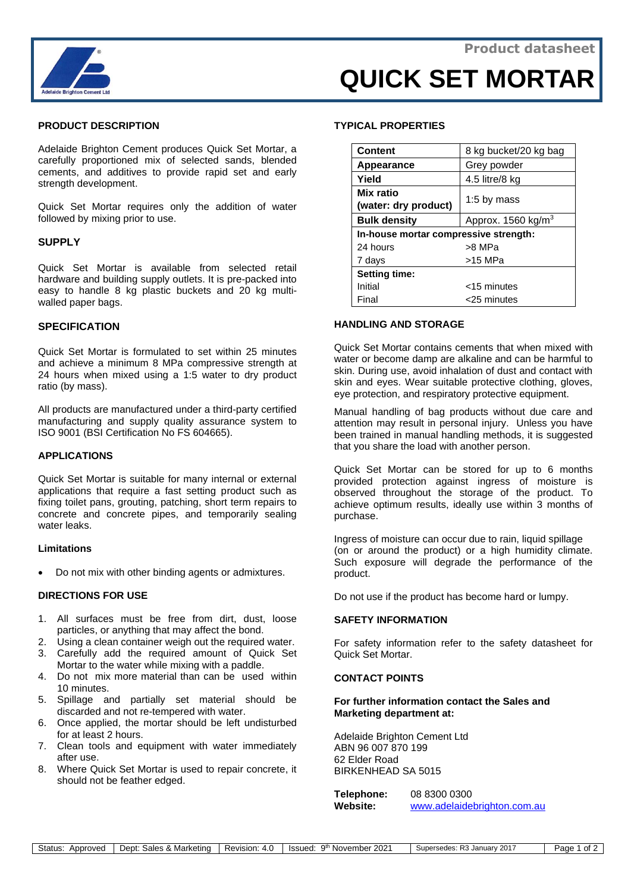Product datasheet

# QUICK SET MORTAR

## PRODUCT DESCRIPTION

Adelaide Brighton Cement produces Quick Set Mortar, a carefully proportioned mix of selected sands, blended cements, and additives to provide rapid set and early strength development.

Quick Set Mortar requires only the addition of water followed by mixing prior to use.

## SUPPLY

Quick Set Mortar is available from selected retail hardware and building supply outlets. It is pre-packed into easy to handle 8 kg plastic buckets and 20 kg multi-walled paper bags.

## SPECIFICATION

Quick Set Mortar is formulated to set within 25 minutes and achieve a minimum 8 MPa compressive strength at 24 hours when mixed using a 1:5 water to dry product ratio (by mass).

All products are manufactured under a third-party certified manufacturing and supply quality assurance system to ISO 9001 (BSI Certification No FS 604665).

## APPLICATIONS

Quick Set Mortar is suitable for many internal or external applications that require a fast setting product such as fixing toilet pans, grouting, patching, short term repairs to concrete and concrete pipes, and temporarily sealing water leaks.

### Limitations

- Do not mix with other binding agents or admixtures.

## DIRECTIONS FOR USE

1. All surfaces must be free from dirt, dust, loose particles, or anything that may affect the bond.
2. Using a clean container weigh out the required water.
3. Carefully add the required amount of Quick Set Mortar to the water while mixing with a paddle.
4. Do not mix more material than can be used within 10 minutes.
5. Spillage and partially set material should be discarded and not re-tempered with water.
6. Once applied, the mortar should be left undisturbed for at least 2 hours.
7. Clean tools and equipment with water immediately after use.
8. Where Quick Set Mortar is used to repair concrete, it should not be feather edged.

## TYPICAL PROPERTIES

| **Content** | 8 kg bucket/20 kg bag |
|---|---|
| **Appearance** | Grey powder |
| **Yield** | 4.5 litre/8 kg |
| **Mix ratio (water: dry product)** | 1:5 by mass |
| **Bulk density** | Approx. 1560 kg/m$^3$ |
| **In-house mortar compressive strength:** | |
| 24 hours | >8 MPa |
| 7 days | >15 MPa |
| **Setting time:** | |
| Initial | <15 minutes |
| Final | <25 minutes |

## HANDLING AND STORAGE

Quick Set Mortar contains cements that when mixed with water or become damp are alkaline and can be harmful to skin. During use, avoid inhalation of dust and contact with skin and eyes. Wear suitable protective clothing, gloves, eye protection, and respiratory protective equipment.

Manual handling of bag products without due care and attention may result in personal injury. Unless you have been trained in manual handling methods, it is suggested that you share the load with another person.

Quick Set Mortar can be stored for up to 6 months provided protection against ingress of moisture is observed throughout the storage of the product. To achieve optimum results, ideally use within 3 months of purchase.

Ingress of moisture can occur due to rain, liquid spillage (on or around the product) or a high humidity climate. Such exposure will degrade the performance of the product.

Do not use if the product has become hard or lumpy.

## SAFETY INFORMATION

For safety information refer to the safety datasheet for Quick Set Mortar.

## CONTACT POINTS

**For further information contact the Sales and Marketing department at:**

Adelaide Brighton Cement Ltd
ABN 96 007 870 199
62 Elder Road
BIRKENHEAD SA 5015

**Telephone:** 08 8300 0300
**Website:** www.adelaidebrighton.com.au

| Status: Approved | Dept: Sales & Marketing | Revision: 4.0 | Issued: 9th November 2021 | Supersedes: R3 January 2017 |
|---|---|---|---|---|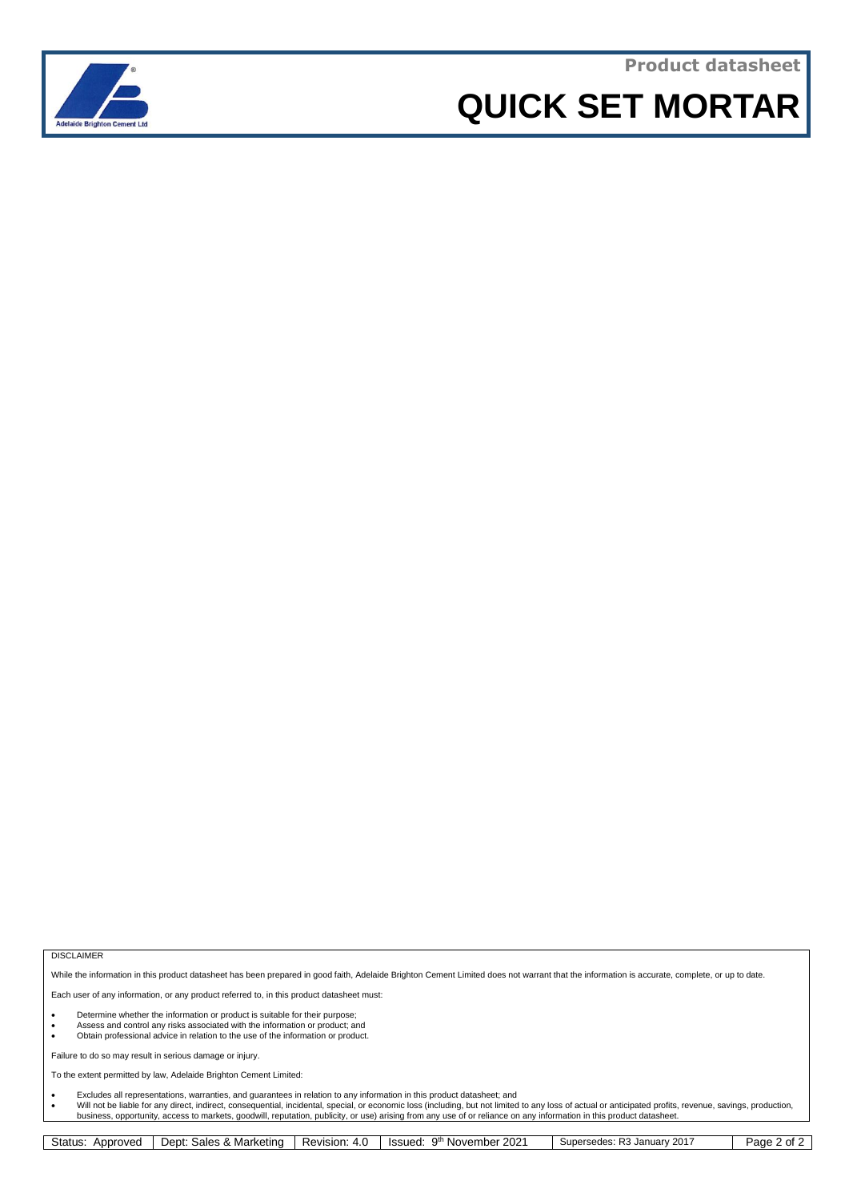DISCLAIMER

While the information in this product datasheet has been prepared in good faith, Adelaide Brighton Cement Limited does not warrant that the information is accurate, complete, or up to date.

Each user of any information, or any product referred to, in this product datasheet must:

- Determine whether the information or product is suitable for their purpose;
- Assess and control any risks associated with the information or product; and
- Obtain professional advice in relation to the use of the information or product.

Failure to do so may result in serious damage or injury.

To the extent permitted by law, Adelaide Brighton Cement Limited:

- Excludes all representations, warranties, and guarantees in relation to any information in this product datasheet; and
- Will not be liable for any direct, indirect, consequential, incidental, special, or economic loss (including, but not limited to any loss of actual or anticipated profits, revenue, savings, production, business, opportunity, access to markets, goodwill, reputation, publicity, or use) arising from any use of or reliance on any information in this product datasheet.

| | | | | | |
|---|---|---|---|---|---|
| Status: Approved | Dept: Sales & Marketing | Revision: 4.0 | Issued: 9th November 2021 | Supersedes: R3 January 2017 | Page 2 of 2 |